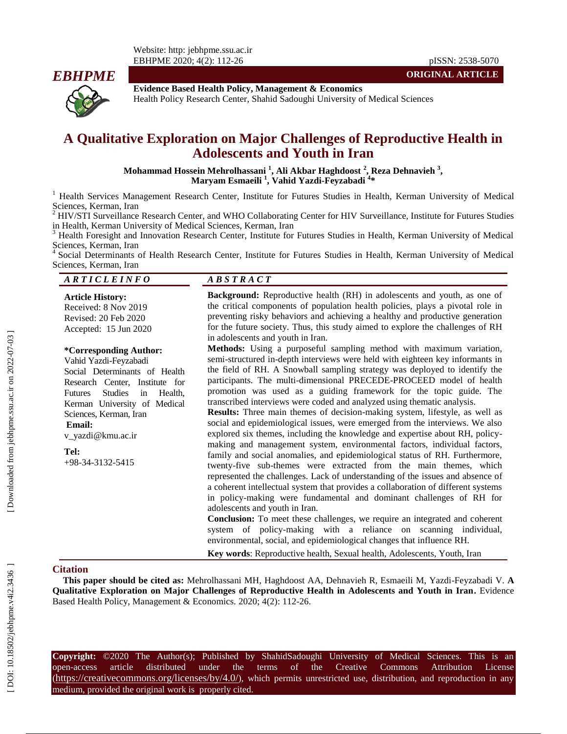**ORIGINAL ARTICLE**

**Evidence Based Health Policy, Management & Economics**
Health Policy Research Center, Shahid Sadoughi University of Medical Sciences

# A Qualitative Exploration on Major Challenges of Reproductive Health in Adolescents and Youth in Iran

**Mohammad Hossein Mehrolhassani [1], Ali Akbar Haghdoost [2], Reza Dehnavieh [3], Maryam Esmaeili [1], Vahid Yazdi-Feyzabadi [4]\***

[1] Health Services Management Research Center, Institute for Futures Studies in Health, Kerman University of Medical Sciences, Kerman, Iran
[2] HIV/STI Surveillance Research Center, and WHO Collaborating Center for HIV Surveillance, Institute for Futures Studies in Health, Kerman University of Medical Sciences, Kerman, Iran
[3] Health Foresight and Innovation Research Center, Institute for Futures Studies in Health, Kerman University of Medical Sciences, Kerman, Iran
[4] Social Determinants of Health Research Center, Institute for Futures Studies in Health, Kerman University of Medical Sciences, Kerman, Iran

## ARTICLE INFO

**Article History:**
Received: 8 Nov 2019
Revised: 20 Feb 2020
Accepted: 15 Jun 2020

**\*Corresponding Author:**
Vahid Yazdi-Feyzabadi
Social Determinants of Health Research Center, Institute for Futures Studies in Health, Kerman University of Medical Sciences, Kerman, Iran

**Email:**
v_yazdi@kmu.ac.ir

**Tel:**
+98-34-3132-5415

## ABSTRACT

**Background:** Reproductive health (RH) in adolescents and youth, as one of the critical components of population health policies, plays a pivotal role in preventing risky behaviors and achieving a healthy and productive generation for the future society. Thus, this study aimed to explore the challenges of RH in adolescents and youth in Iran.

**Methods:** Using a purposeful sampling method with maximum variation, semi-structured in-depth interviews were held with eighteen key informants in the field of RH. A Snowball sampling strategy was deployed to identify the participants. The multi-dimensional PRECEDE-PROCEED model of health promotion was used as a guiding framework for the topic guide. The transcribed interviews were coded and analyzed using thematic analysis.

**Results:** Three main themes of decision-making system, lifestyle, as well as social and epidemiological issues, were emerged from the interviews. We also explored six themes, including the knowledge and expertise about RH, policy-making and management system, environmental factors, individual factors, family and social anomalies, and epidemiological status of RH. Furthermore, twenty-five sub-themes were extracted from the main themes, which represented the challenges. Lack of understanding of the issues and absence of a coherent intellectual system that provides a collaboration of different systems in policy-making were fundamental and dominant challenges of RH for adolescents and youth in Iran.

**Conclusion:** To meet these challenges, we require an integrated and coherent system of policy-making with a reliance on scanning individual, environmental, social, and epidemiological changes that influence RH.

**Key words**: Reproductive health, Sexual health, Adolescents, Youth, Iran

## Citation

**This paper should be cited as:** Mehrolhassani MH, Haghdoost AA, Dehnavieh R, Esmaeili M, Yazdi-Feyzabadi V. **A Qualitative Exploration on Major Challenges of Reproductive Health in Adolescents and Youth in Iran.** Evidence Based Health Policy, Management & Economics. 2020; 4(2): 112-26.

**Copyright:** ©2020 The Author(s); Published by ShahidSadoughi University of Medical Sciences. This is an open-access article distributed under the terms of the Creative Commons Attribution License (https://creativecommons.org/licenses/by/4.0/), which permits unrestricted use, distribution, and reproduction in any medium, provided the original work is properly cited.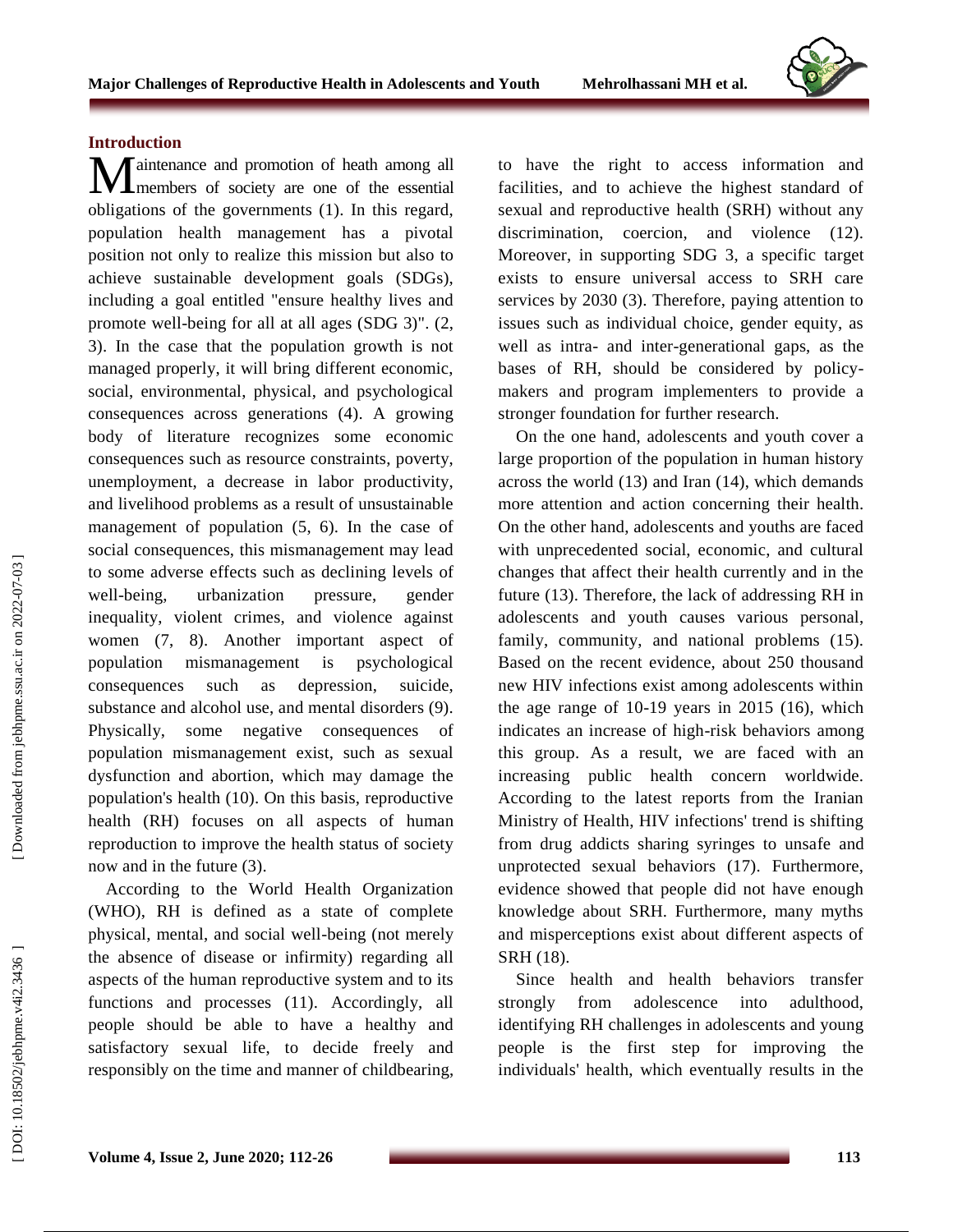## Introduction

Maintenance and promotion of heath among all members of society are one of the essential obligations of the governments (1). In this regard, population health management has a pivotal position not only to realize this mission but also to achieve sustainable development goals (SDGs), including a goal entitled "ensure healthy lives and promote well-being for all at all ages (SDG 3)". (2, 3). In the case that the population growth is not managed properly, it will bring different economic, social, environmental, physical, and psychological consequences across generations (4). A growing body of literature recognizes some economic consequences such as resource constraints, poverty, unemployment, a decrease in labor productivity, and livelihood problems as a result of unsustainable management of population (5, 6). In the case of social consequences, this mismanagement may lead to some adverse effects such as declining levels of well-being, urbanization pressure, gender inequality, violent crimes, and violence against women (7, 8). Another important aspect of population mismanagement is psychological consequences such as depression, suicide, substance and alcohol use, and mental disorders (9). Physically, some negative consequences of population mismanagement exist, such as sexual dysfunction and abortion, which may damage the population's health (10). On this basis, reproductive health (RH) focuses on all aspects of human reproduction to improve the health status of society now and in the future (3).

According to the World Health Organization (WHO), RH is defined as a state of complete physical, mental, and social well-being (not merely the absence of disease or infirmity) regarding all aspects of the human reproductive system and to its functions and processes (11). Accordingly, all people should be able to have a healthy and satisfactory sexual life, to decide freely and responsibly on the time and manner of childbearing, to have the right to access information and facilities, and to achieve the highest standard of sexual and reproductive health (SRH) without any discrimination, coercion, and violence (12). Moreover, in supporting SDG 3, a specific target exists to ensure universal access to SRH care services by 2030 (3). Therefore, paying attention to issues such as individual choice, gender equity, as well as intra- and inter-generational gaps, as the bases of RH, should be considered by policy-makers and program implementers to provide a stronger foundation for further research.

On the one hand, adolescents and youth cover a large proportion of the population in human history across the world (13) and Iran (14), which demands more attention and action concerning their health. On the other hand, adolescents and youths are faced with unprecedented social, economic, and cultural changes that affect their health currently and in the future (13). Therefore, the lack of addressing RH in adolescents and youth causes various personal, family, community, and national problems (15). Based on the recent evidence, about 250 thousand new HIV infections exist among adolescents within the age range of 10-19 years in 2015 (16), which indicates an increase of high-risk behaviors among this group. As a result, we are faced with an increasing public health concern worldwide. According to the latest reports from the Iranian Ministry of Health, HIV infections' trend is shifting from drug addicts sharing syringes to unsafe and unprotected sexual behaviors (17). Furthermore, evidence showed that people did not have enough knowledge about SRH. Furthermore, many myths and misperceptions exist about different aspects of SRH (18).

Since health and health behaviors transfer strongly from adolescence into adulthood, identifying RH challenges in adolescents and young people is the first step for improving the individuals' health, which eventually results in the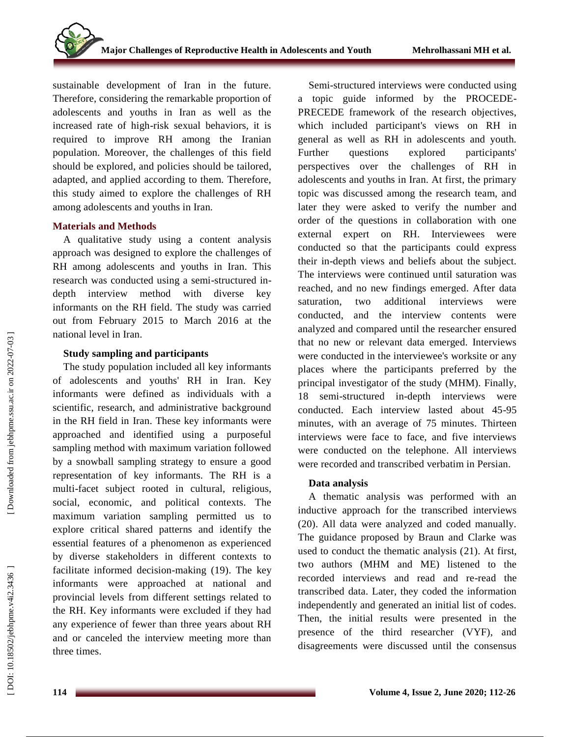sustainable development of Iran in the future. Therefore, considering the remarkable proportion of adolescents and youths in Iran as well as the increased rate of high-risk sexual behaviors, it is required to improve RH among the Iranian population. Moreover, the challenges of this field should be explored, and policies should be tailored, adapted, and applied according to them. Therefore, this study aimed to explore the challenges of RH among adolescents and youths in Iran.

## Materials and Methods

A qualitative study using a content analysis approach was designed to explore the challenges of RH among adolescents and youths in Iran. This research was conducted using a semi-structured in-depth interview method with diverse key informants on the RH field. The study was carried out from February 2015 to March 2016 at the national level in Iran.

### Study sampling and participants

The study population included all key informants of adolescents and youths' RH in Iran. Key informants were defined as individuals with a scientific, research, and administrative background in the RH field in Iran. These key informants were approached and identified using a purposeful sampling method with maximum variation followed by a snowball sampling strategy to ensure a good representation of key informants. The RH is a multi-facet subject rooted in cultural, religious, social, economic, and political contexts. The maximum variation sampling permitted us to explore critical shared patterns and identify the essential features of a phenomenon as experienced by diverse stakeholders in different contexts to facilitate informed decision-making (19). The key informants were approached at national and provincial levels from different settings related to the RH. Key informants were excluded if they had any experience of fewer than three years about RH and or canceled the interview meeting more than three times.

Semi-structured interviews were conducted using a topic guide informed by the PROCEDE-PRECEDE framework of the research objectives, which included participant's views on RH in general as well as RH in adolescents and youth. Further questions explored participants' perspectives over the challenges of RH in adolescents and youths in Iran. At first, the primary topic was discussed among the research team, and later they were asked to verify the number and order of the questions in collaboration with one external expert on RH. Interviewees were conducted so that the participants could express their in-depth views and beliefs about the subject. The interviews were continued until saturation was reached, and no new findings emerged. After data saturation, two additional interviews were conducted, and the interview contents were analyzed and compared until the researcher ensured that no new or relevant data emerged. Interviews were conducted in the interviewee's worksite or any places where the participants preferred by the principal investigator of the study (MHM). Finally, 18 semi-structured in-depth interviews were conducted. Each interview lasted about 45-95 minutes, with an average of 75 minutes. Thirteen interviews were face to face, and five interviews were conducted on the telephone. All interviews were recorded and transcribed verbatim in Persian.

### Data analysis

A thematic analysis was performed with an inductive approach for the transcribed interviews (20). All data were analyzed and coded manually. The guidance proposed by Braun and Clarke was used to conduct the thematic analysis (21). At first, two authors (MHM and ME) listened to the recorded interviews and read and re-read the transcribed data. Later, they coded the information independently and generated an initial list of codes. Then, the initial results were presented in the presence of the third researcher (VYF), and disagreements were discussed until the consensus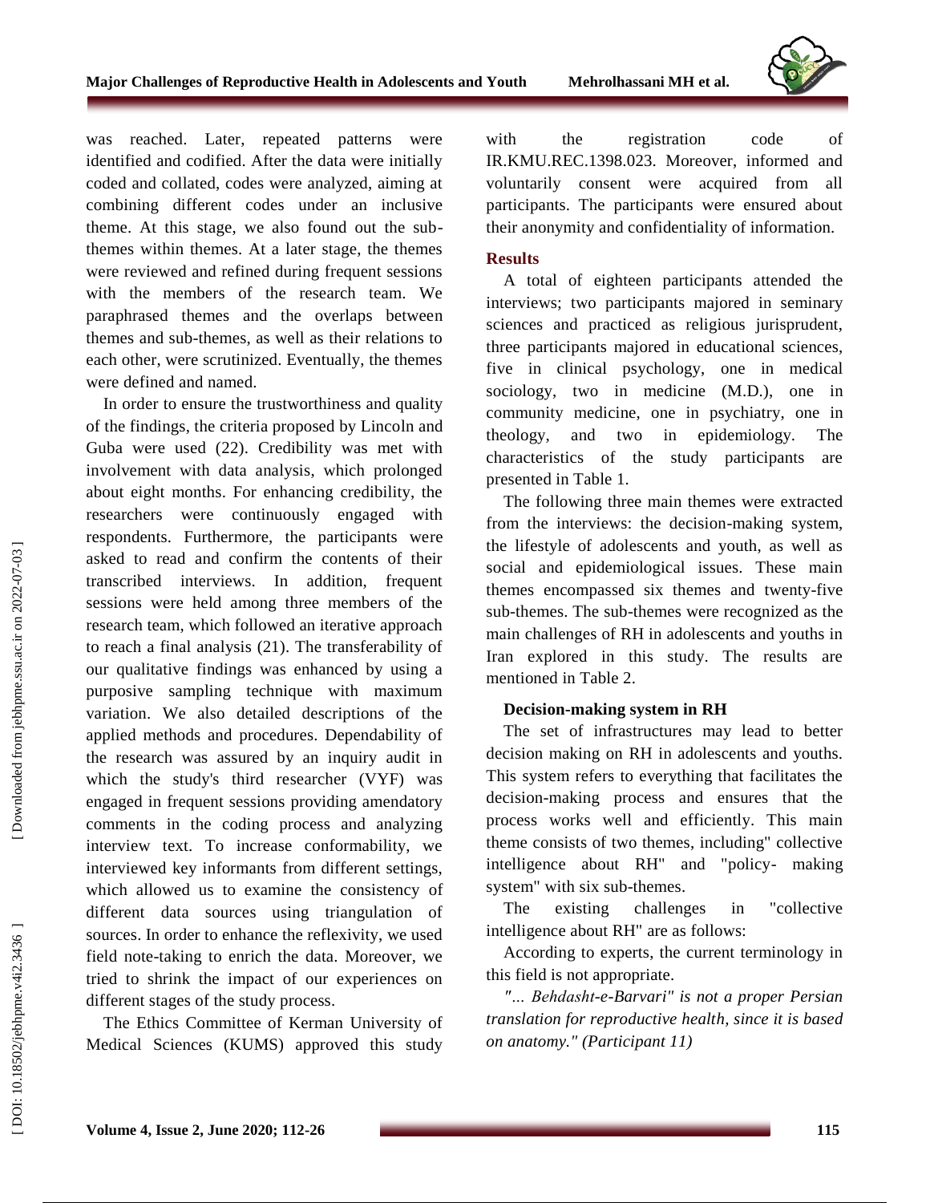was reached. Later, repeated patterns were identified and codified. After the data were initially coded and collated, codes were analyzed, aiming at combining different codes under an inclusive theme. At this stage, we also found out the sub-themes within themes. At a later stage, the themes were reviewed and refined during frequent sessions with the members of the research team. We paraphrased themes and the overlaps between themes and sub-themes, as well as their relations to each other, were scrutinized. Eventually, the themes were defined and named.

In order to ensure the trustworthiness and quality of the findings, the criteria proposed by Lincoln and Guba were used (22). Credibility was met with involvement with data analysis, which prolonged about eight months. For enhancing credibility, the researchers were continuously engaged with respondents. Furthermore, the participants were asked to read and confirm the contents of their transcribed interviews. In addition, frequent sessions were held among three members of the research team, which followed an iterative approach to reach a final analysis (21). The transferability of our qualitative findings was enhanced by using a purposive sampling technique with maximum variation. We also detailed descriptions of the applied methods and procedures. Dependability of the research was assured by an inquiry audit in which the study's third researcher (VYF) was engaged in frequent sessions providing amendatory comments in the coding process and analyzing interview text. To increase conformability, we interviewed key informants from different settings, which allowed us to examine the consistency of different data sources using triangulation of sources. In order to enhance the reflexivity, we used field note-taking to enrich the data. Moreover, we tried to shrink the impact of our experiences on different stages of the study process.

The Ethics Committee of Kerman University of Medical Sciences (KUMS) approved this study with the registration code of IR.KMU.REC.1398.023. Moreover, informed and voluntarily consent were acquired from all participants. The participants were ensured about their anonymity and confidentiality of information.

## Results

A total of eighteen participants attended the interviews; two participants majored in seminary sciences and practiced as religious jurisprudent, three participants majored in educational sciences, five in clinical psychology, one in medical sociology, two in medicine (M.D.), one in community medicine, one in psychiatry, one in theology, and two in epidemiology. The characteristics of the study participants are presented in Table 1.

The following three main themes were extracted from the interviews: the decision-making system, the lifestyle of adolescents and youth, as well as social and epidemiological issues. These main themes encompassed six themes and twenty-five sub-themes. The sub-themes were recognized as the main challenges of RH in adolescents and youths in Iran explored in this study. The results are mentioned in Table 2.

### Decision-making system in RH

The set of infrastructures may lead to better decision making on RH in adolescents and youths. This system refers to everything that facilitates the decision-making process and ensures that the process works well and efficiently. This main theme consists of two themes, including" collective intelligence about RH" and "policy- making system" with six sub-themes.

The existing challenges in "collective intelligence about RH" are as follows:

According to experts, the current terminology in this field is not appropriate.

*"… Behdasht-e-Barvari" is not a proper Persian translation for reproductive health, since it is based on anatomy." (Participant 11)*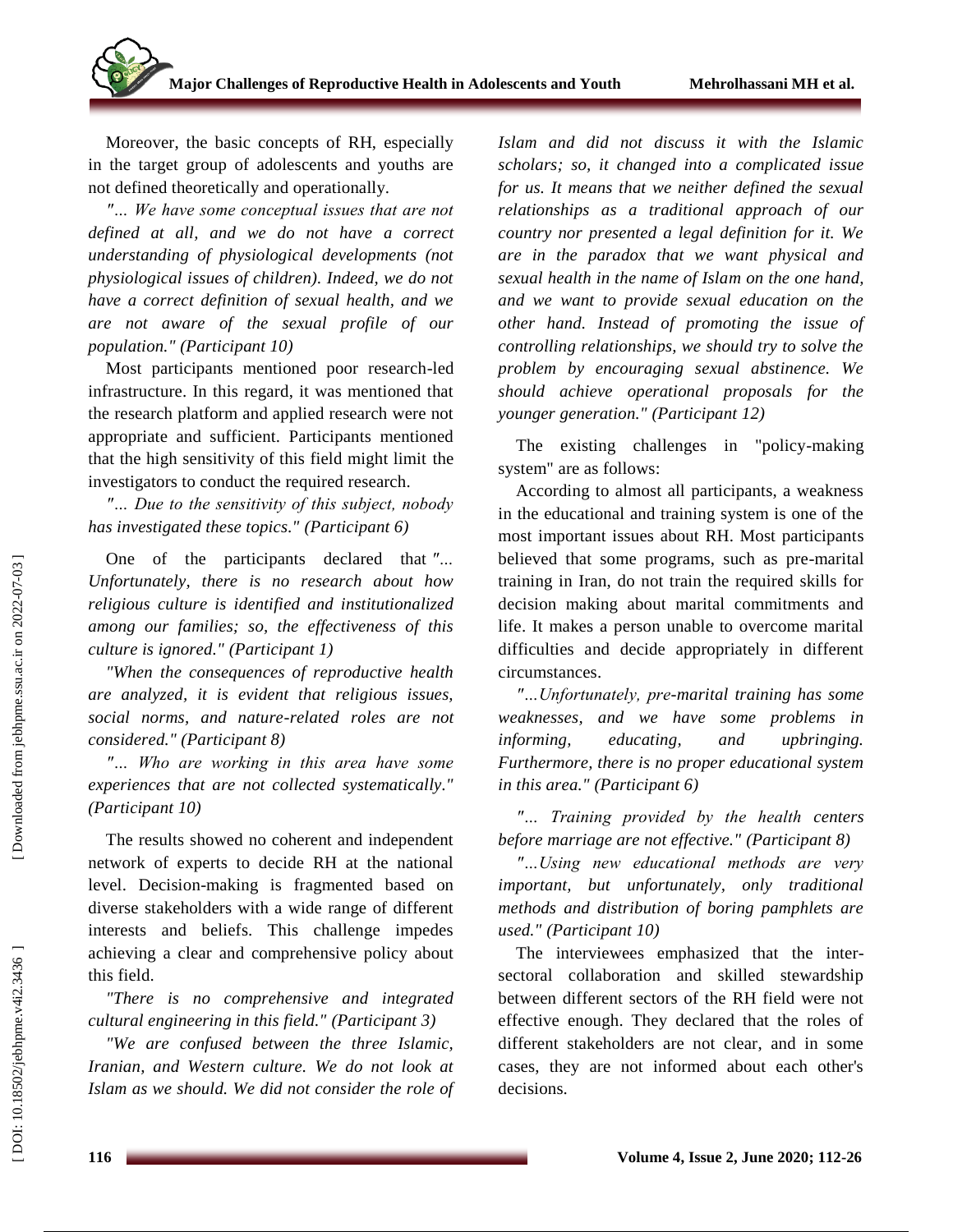Moreover, the basic concepts of RH, especially in the target group of adolescents and youths are not defined theoretically and operationally.

*"... We have some conceptual issues that are not defined at all, and we do not have a correct understanding of physiological developments (not physiological issues of children). Indeed, we do not have a correct definition of sexual health, and we are not aware of the sexual profile of our population." (Participant 10)*

Most participants mentioned poor research-led infrastructure. In this regard, it was mentioned that the research platform and applied research were not appropriate and sufficient. Participants mentioned that the high sensitivity of this field might limit the investigators to conduct the required research.

*"... Due to the sensitivity of this subject, nobody has investigated these topics." (Participant 6)*

One of the participants declared that *"... Unfortunately, there is no research about how religious culture is identified and institutionalized among our families; so, the effectiveness of this culture is ignored." (Participant 1)*

*"When the consequences of reproductive health are analyzed, it is evident that religious issues, social norms, and nature-related roles are not considered." (Participant 8)*

*"... Who are working in this area have some experiences that are not collected systematically." (Participant 10)*

The results showed no coherent and independent network of experts to decide RH at the national level. Decision-making is fragmented based on diverse stakeholders with a wide range of different interests and beliefs. This challenge impedes achieving a clear and comprehensive policy about this field.

*"There is no comprehensive and integrated cultural engineering in this field." (Participant 3)*

*"We are confused between the three Islamic, Iranian, and Western culture. We do not look at Islam as we should. We did not consider the role of Islam and did not discuss it with the Islamic scholars; so, it changed into a complicated issue for us. It means that we neither defined the sexual relationships as a traditional approach of our country nor presented a legal definition for it. We are in the paradox that we want physical and sexual health in the name of Islam on the one hand, and we want to provide sexual education on the other hand. Instead of promoting the issue of controlling relationships, we should try to solve the problem by encouraging sexual abstinence. We should achieve operational proposals for the younger generation." (Participant 12)*

The existing challenges in "policy-making system" are as follows:

According to almost all participants, a weakness in the educational and training system is one of the most important issues about RH. Most participants believed that some programs, such as pre-marital training in Iran, do not train the required skills for decision making about marital commitments and life. It makes a person unable to overcome marital difficulties and decide appropriately in different circumstances.

*"...Unfortunately, pre-marital training has some weaknesses, and we have some problems in informing, educating, and upbringing. Furthermore, there is no proper educational system in this area." (Participant 6)*

*"... Training provided by the health centers before marriage are not effective." (Participant 8)*

*"...Using new educational methods are very important, but unfortunately, only traditional methods and distribution of boring pamphlets are used." (Participant 10)*

The interviewees emphasized that the inter-sectoral collaboration and skilled stewardship between different sectors of the RH field were not effective enough. They declared that the roles of different stakeholders are not clear, and in some cases, they are not informed about each other's decisions.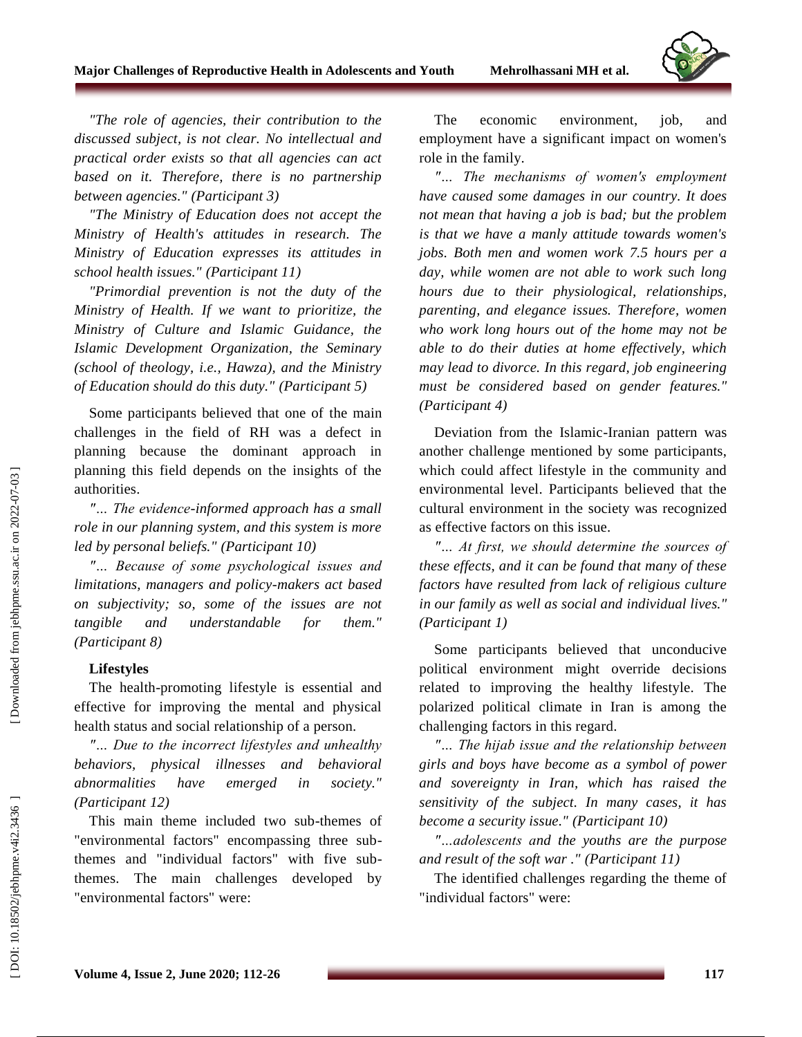*"The role of agencies, their contribution to the discussed subject, is not clear. No intellectual and practical order exists so that all agencies can act based on it. Therefore, there is no partnership between agencies." (Participant 3)*

*"The Ministry of Education does not accept the Ministry of Health's attitudes in research. The Ministry of Education expresses its attitudes in school health issues." (Participant 11)*

*"Primordial prevention is not the duty of the Ministry of Health. If we want to prioritize, the Ministry of Culture and Islamic Guidance, the Islamic Development Organization, the Seminary (school of theology, i.e., Hawza), and the Ministry of Education should do this duty." (Participant 5)*

Some participants believed that one of the main challenges in the field of RH was a defect in planning because the dominant approach in planning this field depends on the insights of the authorities.

*"… The evidence-informed approach has a small role in our planning system, and this system is more led by personal beliefs." (Participant 10)*

*"… Because of some psychological issues and limitations, managers and policy-makers act based on subjectivity; so, some of the issues are not tangible and understandable for them." (Participant 8)*

**Lifestyles**

The health-promoting lifestyle is essential and effective for improving the mental and physical health status and social relationship of a person.

*"… Due to the incorrect lifestyles and unhealthy behaviors, physical illnesses and behavioral abnormalities have emerged in society." (Participant 12)*

This main theme included two sub-themes of "environmental factors" encompassing three sub-themes and "individual factors" with five sub-themes. The main challenges developed by "environmental factors" were:

The economic environment, job, and employment have a significant impact on women's role in the family.

*"… The mechanisms of women's employment have caused some damages in our country. It does not mean that having a job is bad; but the problem is that we have a manly attitude towards women's jobs. Both men and women work 7.5 hours per a day, while women are not able to work such long hours due to their physiological, relationships, parenting, and elegance issues. Therefore, women who work long hours out of the home may not be able to do their duties at home effectively, which may lead to divorce. In this regard, job engineering must be considered based on gender features." (Participant 4)*

Deviation from the Islamic-Iranian pattern was another challenge mentioned by some participants, which could affect lifestyle in the community and environmental level. Participants believed that the cultural environment in the society was recognized as effective factors on this issue.

*"… At first, we should determine the sources of these effects, and it can be found that many of these factors have resulted from lack of religious culture in our family as well as social and individual lives." (Participant 1)*

Some participants believed that unconducive political environment might override decisions related to improving the healthy lifestyle. The polarized political climate in Iran is among the challenging factors in this regard.

*"… The hijab issue and the relationship between girls and boys have become as a symbol of power and sovereignty in Iran, which has raised the sensitivity of the subject. In many cases, it has become a security issue." (Participant 10)*

*"…adolescents and the youths are the purpose and result of the soft war ." (Participant 11)*

The identified challenges regarding the theme of "individual factors" were: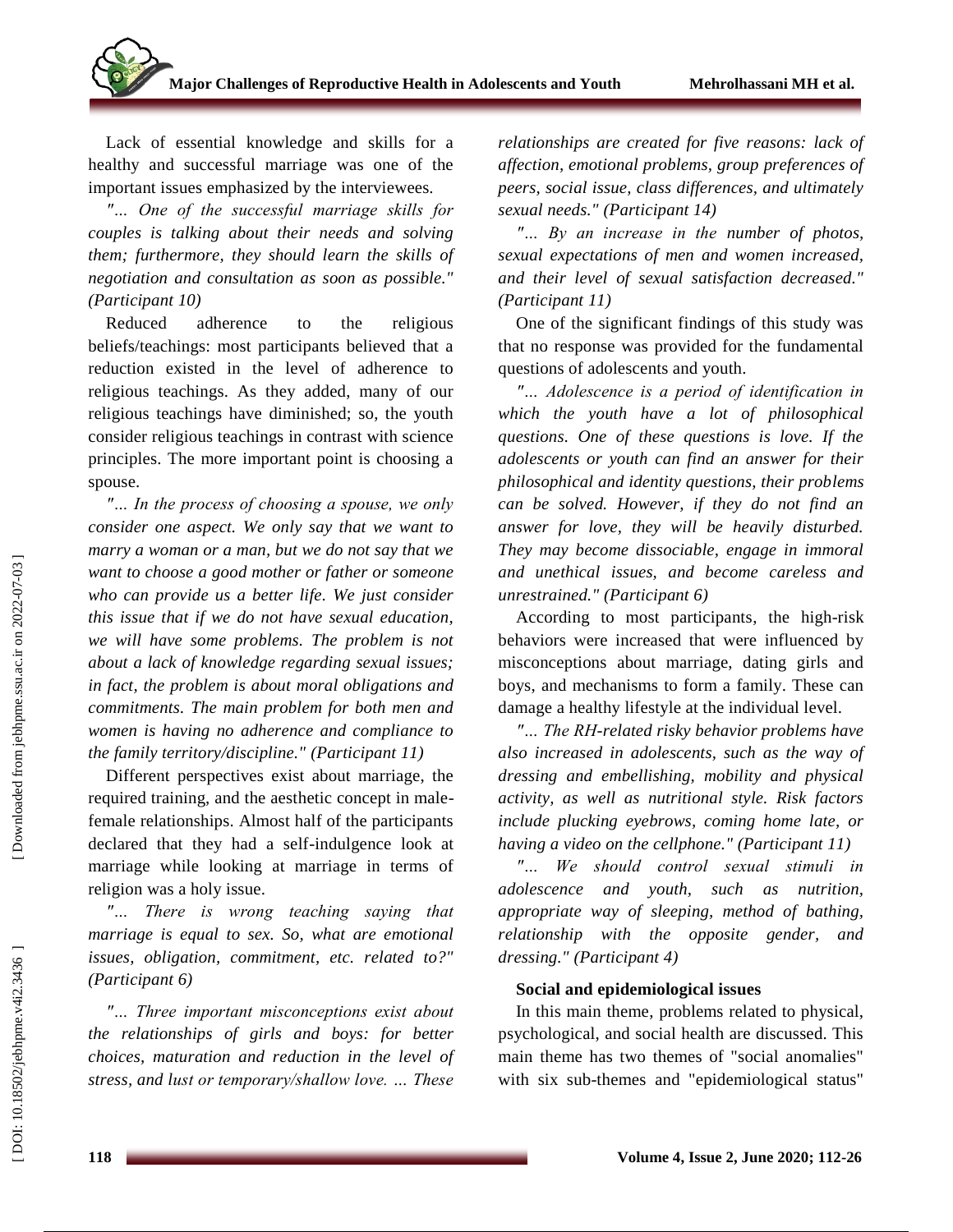Lack of essential knowledge and skills for a healthy and successful marriage was one of the important issues emphasized by the interviewees.

*"... One of the successful marriage skills for couples is talking about their needs and solving them; furthermore, they should learn the skills of negotiation and consultation as soon as possible." (Participant 10)*

Reduced adherence to the religious beliefs/teachings: most participants believed that a reduction existed in the level of adherence to religious teachings. As they added, many of our religious teachings have diminished; so, the youth consider religious teachings in contrast with science principles. The more important point is choosing a spouse.

*"... In the process of choosing a spouse, we only consider one aspect. We only say that we want to marry a woman or a man, but we do not say that we want to choose a good mother or father or someone who can provide us a better life. We just consider this issue that if we do not have sexual education, we will have some problems. The problem is not about a lack of knowledge regarding sexual issues; in fact, the problem is about moral obligations and commitments. The main problem for both men and women is having no adherence and compliance to the family territory/discipline." (Participant 11)*

Different perspectives exist about marriage, the required training, and the aesthetic concept in male-female relationships. Almost half of the participants declared that they had a self-indulgence look at marriage while looking at marriage in terms of religion was a holy issue.

*"... There is wrong teaching saying that marriage is equal to sex. So, what are emotional issues, obligation, commitment, etc. related to?" (Participant 6)*

*"... Three important misconceptions exist about the relationships of girls and boys: for better choices, maturation and reduction in the level of stress, and lust or temporary/shallow love. ... These relationships are created for five reasons: lack of affection, emotional problems, group preferences of peers, social issue, class differences, and ultimately sexual needs." (Participant 14)*

*"... By an increase in the number of photos, sexual expectations of men and women increased, and their level of sexual satisfaction decreased." (Participant 11)*

One of the significant findings of this study was that no response was provided for the fundamental questions of adolescents and youth.

*"... Adolescence is a period of identification in which the youth have a lot of philosophical questions. One of these questions is love. If the adolescents or youth can find an answer for their philosophical and identity questions, their problems can be solved. However, if they do not find an answer for love, they will be heavily disturbed. They may become dissociable, engage in immoral and unethical issues, and become careless and unrestrained." (Participant 6)*

According to most participants, the high-risk behaviors were increased that were influenced by misconceptions about marriage, dating girls and boys, and mechanisms to form a family. These can damage a healthy lifestyle at the individual level.

*"... The RH-related risky behavior problems have also increased in adolescents, such as the way of dressing and embellishing, mobility and physical activity, as well as nutritional style. Risk factors include plucking eyebrows, coming home late, or having a video on the cellphone." (Participant 11)*

*"... We should control sexual stimuli in adolescence and youth, such as nutrition, appropriate way of sleeping, method of bathing, relationship with the opposite gender, and dressing." (Participant 4)*

**Social and epidemiological issues**

In this main theme, problems related to physical, psychological, and social health are discussed. This main theme has two themes of "social anomalies" with six sub-themes and "epidemiological status"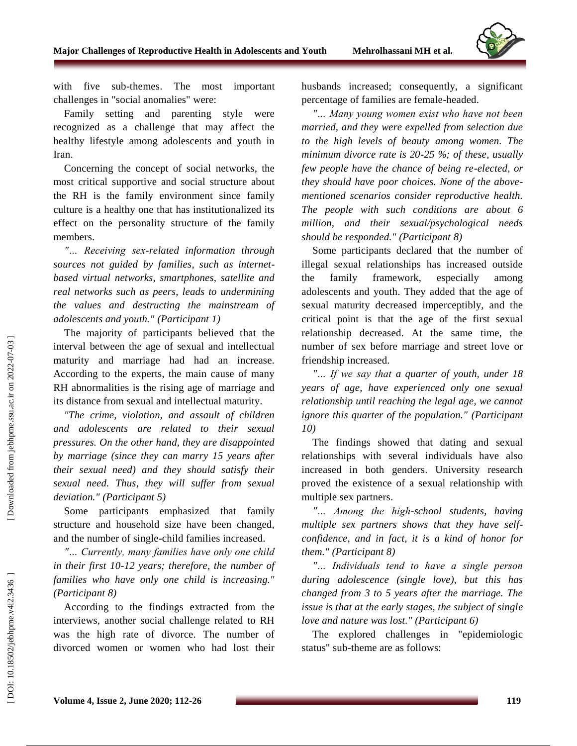with five sub-themes. The most important challenges in "social anomalies" were:

Family setting and parenting style were recognized as a challenge that may affect the healthy lifestyle among adolescents and youth in Iran.

Concerning the concept of social networks, the most critical supportive and social structure about the RH is the family environment since family culture is a healthy one that has institutionalized its effect on the personality structure of the family members.

*"… Receiving sex-related information through sources not guided by families, such as internet-based virtual networks, smartphones, satellite and real networks such as peers, leads to undermining the values and destructing the mainstream of adolescents and youth." (Participant 1)*

The majority of participants believed that the interval between the age of sexual and intellectual maturity and marriage had had an increase. According to the experts, the main cause of many RH abnormalities is the rising age of marriage and its distance from sexual and intellectual maturity.

*"The crime, violation, and assault of children and adolescents are related to their sexual pressures. On the other hand, they are disappointed by marriage (since they can marry 15 years after their sexual need) and they should satisfy their sexual need. Thus, they will suffer from sexual deviation." (Participant 5)*

Some participants emphasized that family structure and household size have been changed, and the number of single-child families increased.

*"… Currently, many families have only one child in their first 10-12 years; therefore, the number of families who have only one child is increasing." (Participant 8)*

According to the findings extracted from the interviews, another social challenge related to RH was the high rate of divorce. The number of divorced women or women who had lost their husbands increased; consequently, a significant percentage of families are female-headed.

*"… Many young women exist who have not been married, and they were expelled from selection due to the high levels of beauty among women. The minimum divorce rate is 20-25 %; of these, usually few people have the chance of being re-elected, or they should have poor choices. None of the above-mentioned scenarios consider reproductive health. The people with such conditions are about 6 million, and their sexual/psychological needs should be responded." (Participant 8)*

Some participants declared that the number of illegal sexual relationships has increased outside the family framework, especially among adolescents and youth. They added that the age of sexual maturity decreased imperceptibly, and the critical point is that the age of the first sexual relationship decreased. At the same time, the number of sex before marriage and street love or friendship increased.

*"… If we say that a quarter of youth, under 18 years of age, have experienced only one sexual relationship until reaching the legal age, we cannot ignore this quarter of the population." (Participant 10)*

The findings showed that dating and sexual relationships with several individuals have also increased in both genders. University research proved the existence of a sexual relationship with multiple sex partners.

*"… Among the high-school students, having multiple sex partners shows that they have self-confidence, and in fact, it is a kind of honor for them." (Participant 8)*

*"… Individuals tend to have a single person during adolescence (single love), but this has changed from 3 to 5 years after the marriage. The issue is that at the early stages, the subject of single love and nature was lost." (Participant 6)*

The explored challenges in "epidemiologic status" sub-theme are as follows: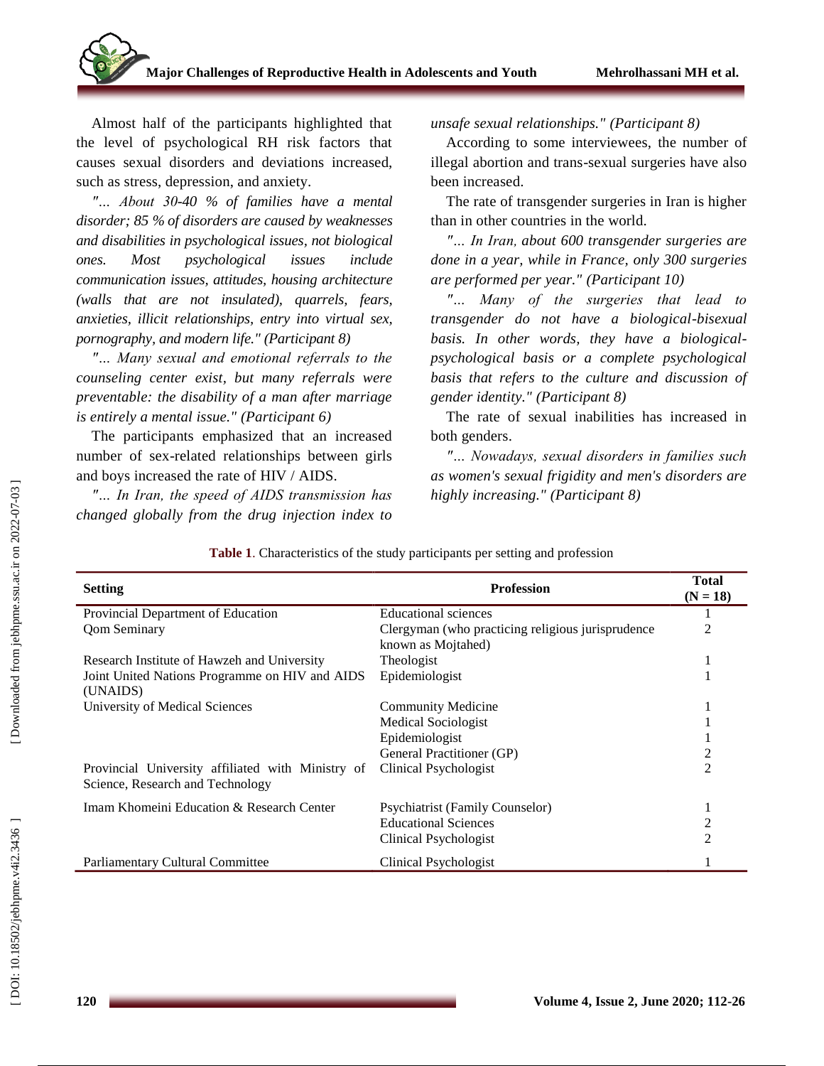Almost half of the participants highlighted that the level of psychological RH risk factors that causes sexual disorders and deviations increased, such as stress, depression, and anxiety.

*"… About 30-40 % of families have a mental disorder; 85 % of disorders are caused by weaknesses and disabilities in psychological issues, not biological ones. Most psychological issues include communication issues, attitudes, housing architecture (walls that are not insulated), quarrels, fears, anxieties, illicit relationships, entry into virtual sex, pornography, and modern life." (Participant 8)*

*"… Many sexual and emotional referrals to the counseling center exist, but many referrals were preventable: the disability of a man after marriage is entirely a mental issue." (Participant 6)*

The participants emphasized that an increased number of sex-related relationships between girls and boys increased the rate of HIV / AIDS.

*"… In Iran, the speed of AIDS transmission has changed globally from the drug injection index to unsafe sexual relationships." (Participant 8)*

According to some interviewees, the number of illegal abortion and trans-sexual surgeries have also been increased.

The rate of transgender surgeries in Iran is higher than in other countries in the world.

*"… In Iran, about 600 transgender surgeries are done in a year, while in France, only 300 surgeries are performed per year." (Participant 10)*

*"… Many of the surgeries that lead to transgender do not have a biological-bisexual basis. In other words, they have a biological-psychological basis or a complete psychological basis that refers to the culture and discussion of gender identity." (Participant 8)*

The rate of sexual inabilities has increased in both genders.

*"… Nowadays, sexual disorders in families such as women's sexual frigidity and men's disorders are highly increasing." (Participant 8)*

**Table 1**. Characteristics of the study participants per setting and profession

| Setting | Profession | Total (N = 18) |
|---|---|---|
| Provincial Department of Education | Educational sciences | 1 |
| Qom Seminary | Clergyman (who practicing religious jurisprudence known as Mojtahed) | 2 |
| Research Institute of Hawzeh and University | Theologist | 1 |
| Joint United Nations Programme on HIV and AIDS (UNAIDS) | Epidemiologist | 1 |
| University of Medical Sciences | Community Medicine | 1 |
| | Medical Sociologist | 1 |
| | Epidemiologist | 1 |
| | General Practitioner (GP) | 2 |
| Provincial University affiliated with Ministry of Science, Research and Technology | Clinical Psychologist | 2 |
| Imam Khomeini Education & Research Center | Psychiatrist (Family Counselor) | 1 |
| | Educational Sciences | 2 |
| | Clinical Psychologist | 2 |
| Parliamentary Cultural Committee | Clinical Psychologist | 1 |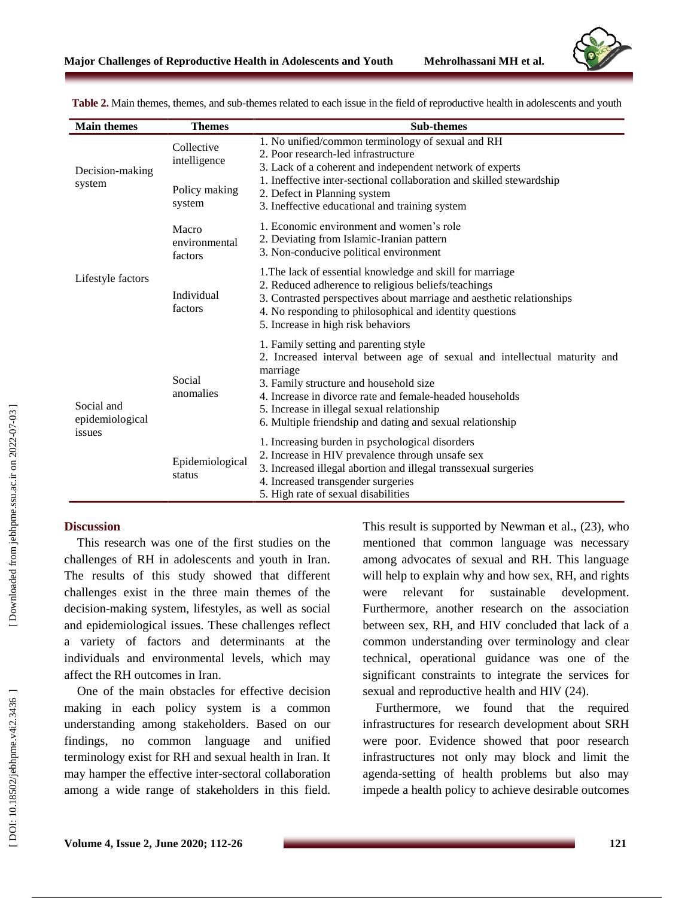**Table 2.** Main themes, themes, and sub-themes related to each issue in the field of reproductive health in adolescents and youth

| Main themes | Themes | Sub-themes |
|---|---|---|
| Decision-making system | Collective intelligence | 1. No unified/common terminology of sexual and RH<br>2. Poor research-led infrastructure<br>3. Lack of a coherent and independent network of experts |
| | Policy making system | 1. Ineffective inter-sectional collaboration and skilled stewardship<br>2. Defect in Planning system<br>3. Ineffective educational and training system |
| Lifestyle factors | Macro environmental factors | 1. Economic environment and women's role<br>2. Deviating from Islamic-Iranian pattern<br>3. Non-conducive political environment |
| | Individual factors | 1.The lack of essential knowledge and skill for marriage<br>2. Reduced adherence to religious beliefs/teachings<br>3. Contrasted perspectives about marriage and aesthetic relationships<br>4. No responding to philosophical and identity questions<br>5. Increase in high risk behaviors |
| Social and epidemiological issues | Social anomalies | 1. Family setting and parenting style<br>2. Increased interval between age of sexual and intellectual maturity and marriage<br>3. Family structure and household size<br>4. Increase in divorce rate and female-headed households<br>5. Increase in illegal sexual relationship<br>6. Multiple friendship and dating and sexual relationship |
| | Epidemiological status | 1. Increasing burden in psychological disorders<br>2. Increase in HIV prevalence through unsafe sex<br>3. Increased illegal abortion and illegal transsexual surgeries<br>4. Increased transgender surgeries<br>5. High rate of sexual disabilities |

## Discussion

This research was one of the first studies on the challenges of RH in adolescents and youth in Iran. The results of this study showed that different challenges exist in the three main themes of the decision-making system, lifestyles, as well as social and epidemiological issues. These challenges reflect a variety of factors and determinants at the individuals and environmental levels, which may affect the RH outcomes in Iran.

One of the main obstacles for effective decision making in each policy system is a common understanding among stakeholders. Based on our findings, no common language and unified terminology exist for RH and sexual health in Iran. It may hamper the effective inter-sectoral collaboration among a wide range of stakeholders in this field. This result is supported by Newman et al., (23), who mentioned that common language was necessary among advocates of sexual and RH. This language will help to explain why and how sex, RH, and rights were relevant for sustainable development. Furthermore, another research on the association between sex, RH, and HIV concluded that lack of a common understanding over terminology and clear technical, operational guidance was one of the significant constraints to integrate the services for sexual and reproductive health and HIV (24).

Furthermore, we found that the required infrastructures for research development about SRH were poor. Evidence showed that poor research infrastructures not only may block and limit the agenda-setting of health problems but also may impede a health policy to achieve desirable outcomes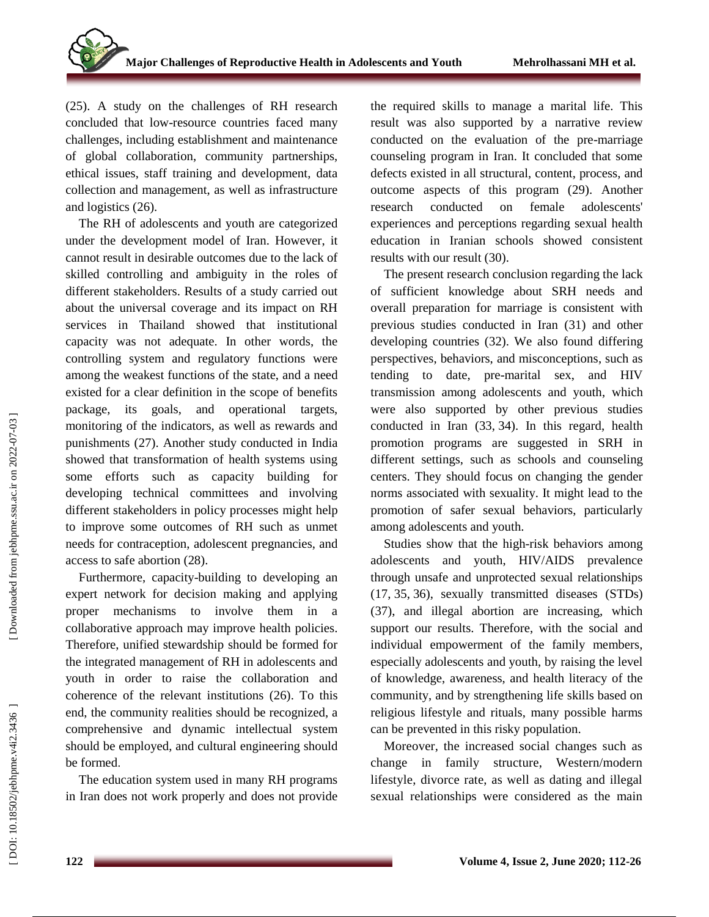(25). A study on the challenges of RH research concluded that low-resource countries faced many challenges, including establishment and maintenance of global collaboration, community partnerships, ethical issues, staff training and development, data collection and management, as well as infrastructure and logistics (26).

The RH of adolescents and youth are categorized under the development model of Iran. However, it cannot result in desirable outcomes due to the lack of skilled controlling and ambiguity in the roles of different stakeholders. Results of a study carried out about the universal coverage and its impact on RH services in Thailand showed that institutional capacity was not adequate. In other words, the controlling system and regulatory functions were among the weakest functions of the state, and a need existed for a clear definition in the scope of benefits package, its goals, and operational targets, monitoring of the indicators, as well as rewards and punishments (27). Another study conducted in India showed that transformation of health systems using some efforts such as capacity building for developing technical committees and involving different stakeholders in policy processes might help to improve some outcomes of RH such as unmet needs for contraception, adolescent pregnancies, and access to safe abortion (28).

Furthermore, capacity-building to developing an expert network for decision making and applying proper mechanisms to involve them in a collaborative approach may improve health policies. Therefore, unified stewardship should be formed for the integrated management of RH in adolescents and youth in order to raise the collaboration and coherence of the relevant institutions (26). To this end, the community realities should be recognized, a comprehensive and dynamic intellectual system should be employed, and cultural engineering should be formed.

The education system used in many RH programs in Iran does not work properly and does not provide the required skills to manage a marital life. This result was also supported by a narrative review conducted on the evaluation of the pre-marriage counseling program in Iran. It concluded that some defects existed in all structural, content, process, and outcome aspects of this program (29). Another research conducted on female adolescents' experiences and perceptions regarding sexual health education in Iranian schools showed consistent results with our result (30).

The present research conclusion regarding the lack of sufficient knowledge about SRH needs and overall preparation for marriage is consistent with previous studies conducted in Iran (31) and other developing countries (32). We also found differing perspectives, behaviors, and misconceptions, such as tending to date, pre-marital sex, and HIV transmission among adolescents and youth, which were also supported by other previous studies conducted in Iran (33, 34). In this regard, health promotion programs are suggested in SRH in different settings, such as schools and counseling centers. They should focus on changing the gender norms associated with sexuality. It might lead to the promotion of safer sexual behaviors, particularly among adolescents and youth.

Studies show that the high-risk behaviors among adolescents and youth, HIV/AIDS prevalence through unsafe and unprotected sexual relationships (17, 35, 36), sexually transmitted diseases (STDs) (37), and illegal abortion are increasing, which support our results. Therefore, with the social and individual empowerment of the family members, especially adolescents and youth, by raising the level of knowledge, awareness, and health literacy of the community, and by strengthening life skills based on religious lifestyle and rituals, many possible harms can be prevented in this risky population.

Moreover, the increased social changes such as change in family structure, Western/modern lifestyle, divorce rate, as well as dating and illegal sexual relationships were considered as the main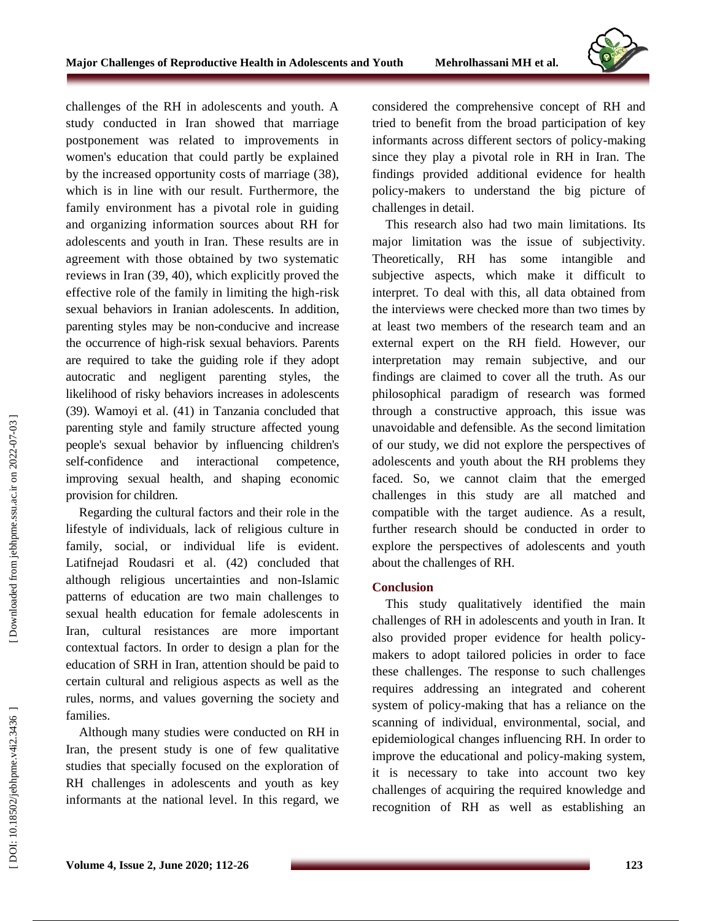challenges of the RH in adolescents and youth. A study conducted in Iran showed that marriage postponement was related to improvements in women's education that could partly be explained by the increased opportunity costs of marriage (38), which is in line with our result. Furthermore, the family environment has a pivotal role in guiding and organizing information sources about RH for adolescents and youth in Iran. These results are in agreement with those obtained by two systematic reviews in Iran (39, 40), which explicitly proved the effective role of the family in limiting the high-risk sexual behaviors in Iranian adolescents. In addition, parenting styles may be non-conducive and increase the occurrence of high-risk sexual behaviors. Parents are required to take the guiding role if they adopt autocratic and negligent parenting styles, the likelihood of risky behaviors increases in adolescents (39). Wamoyi et al. (41) in Tanzania concluded that parenting style and family structure affected young people's sexual behavior by influencing children's self-confidence and interactional competence, improving sexual health, and shaping economic provision for children.

Regarding the cultural factors and their role in the lifestyle of individuals, lack of religious culture in family, social, or individual life is evident. Latifnejad Roudasri et al. (42) concluded that although religious uncertainties and non-Islamic patterns of education are two main challenges to sexual health education for female adolescents in Iran, cultural resistances are more important contextual factors. In order to design a plan for the education of SRH in Iran, attention should be paid to certain cultural and religious aspects as well as the rules, norms, and values governing the society and families.

Although many studies were conducted on RH in Iran, the present study is one of few qualitative studies that specially focused on the exploration of RH challenges in adolescents and youth as key informants at the national level. In this regard, we considered the comprehensive concept of RH and tried to benefit from the broad participation of key informants across different sectors of policy-making since they play a pivotal role in RH in Iran. The findings provided additional evidence for health policy-makers to understand the big picture of challenges in detail.

This research also had two main limitations. Its major limitation was the issue of subjectivity. Theoretically, RH has some intangible and subjective aspects, which make it difficult to interpret. To deal with this, all data obtained from the interviews were checked more than two times by at least two members of the research team and an external expert on the RH field. However, our interpretation may remain subjective, and our findings are claimed to cover all the truth. As our philosophical paradigm of research was formed through a constructive approach, this issue was unavoidable and defensible. As the second limitation of our study, we did not explore the perspectives of adolescents and youth about the RH problems they faced. So, we cannot claim that the emerged challenges in this study are all matched and compatible with the target audience. As a result, further research should be conducted in order to explore the perspectives of adolescents and youth about the challenges of RH.

## Conclusion

This study qualitatively identified the main challenges of RH in adolescents and youth in Iran. It also provided proper evidence for health policy-makers to adopt tailored policies in order to face these challenges. The response to such challenges requires addressing an integrated and coherent system of policy-making that has a reliance on the scanning of individual, environmental, social, and epidemiological changes influencing RH. In order to improve the educational and policy-making system, it is necessary to take into account two key challenges of acquiring the required knowledge and recognition of RH as well as establishing an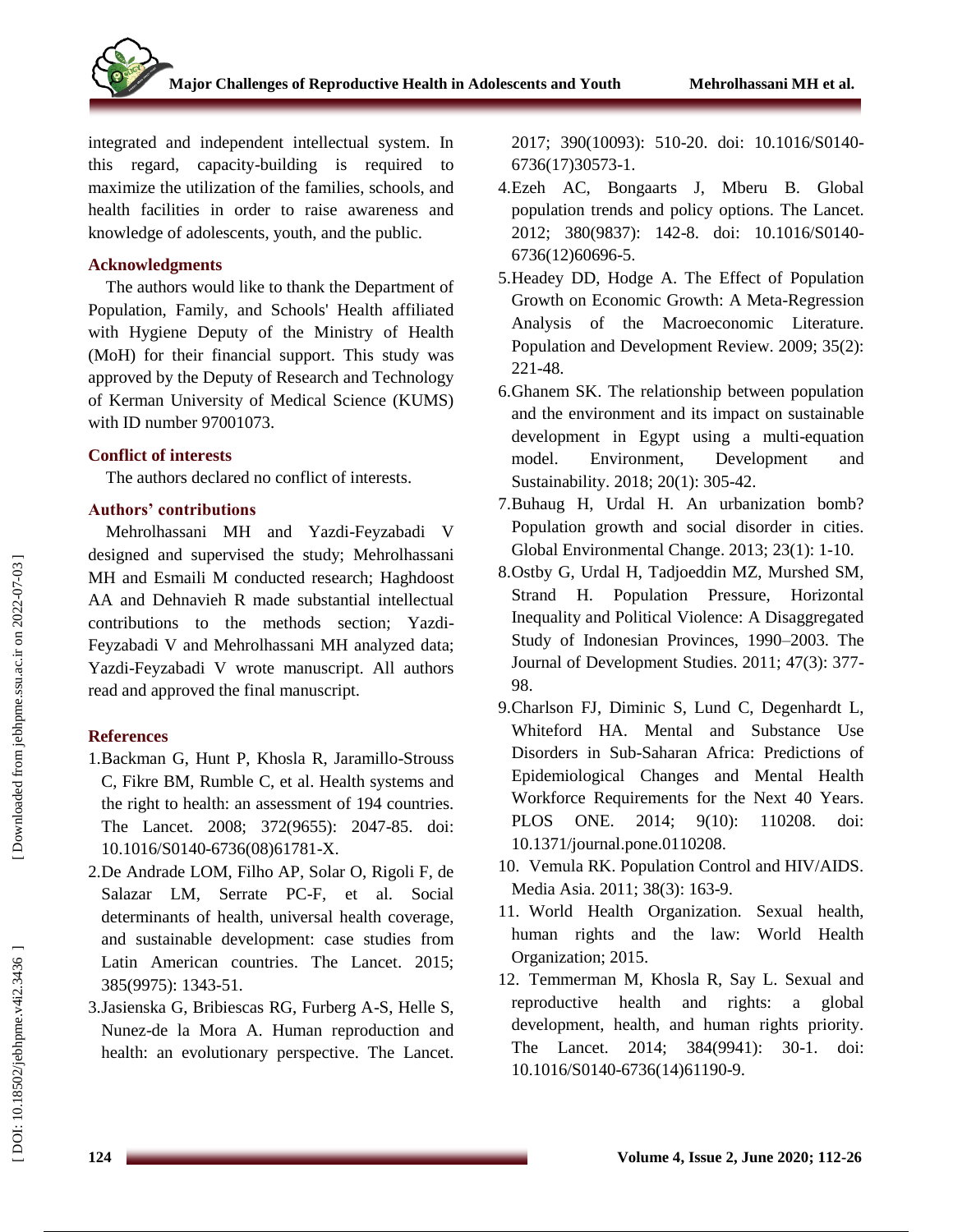integrated and independent intellectual system. In this regard, capacity-building is required to maximize the utilization of the families, schools, and health facilities in order to raise awareness and knowledge of adolescents, youth, and the public.

## Acknowledgments

The authors would like to thank the Department of Population, Family, and Schools' Health affiliated with Hygiene Deputy of the Ministry of Health (MoH) for their financial support. This study was approved by the Deputy of Research and Technology of Kerman University of Medical Science (KUMS) with ID number 97001073.

## Conflict of interests

The authors declared no conflict of interests.

## Authors' contributions

Mehrolhassani MH and Yazdi-Feyzabadi V designed and supervised the study; Mehrolhassani MH and Esmaili M conducted research; Haghdoost AA and Dehnavieh R made substantial intellectual contributions to the methods section; Yazdi-Feyzabadi V and Mehrolhassani MH analyzed data; Yazdi-Feyzabadi V wrote manuscript. All authors read and approved the final manuscript.

## References

1. Backman G, Hunt P, Khosla R, Jaramillo-Strouss C, Fikre BM, Rumble C, et al. Health systems and the right to health: an assessment of 194 countries. The Lancet. 2008; 372(9655): 2047-85. doi: 10.1016/S0140-6736(08)61781-X.
2. De Andrade LOM, Filho AP, Solar O, Rigoli F, de Salazar LM, Serrate PC-F, et al. Social determinants of health, universal health coverage, and sustainable development: case studies from Latin American countries. The Lancet. 2015; 385(9975): 1343-51.
3. Jasienska G, Bribiescas RG, Furberg A-S, Helle S, Nunez-de la Mora A. Human reproduction and health: an evolutionary perspective. The Lancet. 2017; 390(10093): 510-20. doi: 10.1016/S0140-6736(17)30573-1.
4. Ezeh AC, Bongaarts J, Mberu B. Global population trends and policy options. The Lancet. 2012; 380(9837): 142-8. doi: 10.1016/S0140-6736(12)60696-5.
5. Headey DD, Hodge A. The Effect of Population Growth on Economic Growth: A Meta-Regression Analysis of the Macroeconomic Literature. Population and Development Review. 2009; 35(2): 221-48.
6. Ghanem SK. The relationship between population and the environment and its impact on sustainable development in Egypt using a multi-equation model. Environment, Development and Sustainability. 2018; 20(1): 305-42.
7. Buhaug H, Urdal H. An urbanization bomb? Population growth and social disorder in cities. Global Environmental Change. 2013; 23(1): 1-10.
8. Ostby G, Urdal H, Tadjoeddin MZ, Murshed SM, Strand H. Population Pressure, Horizontal Inequality and Political Violence: A Disaggregated Study of Indonesian Provinces, 1990–2003. The Journal of Development Studies. 2011; 47(3): 377-98.
9. Charlson FJ, Diminic S, Lund C, Degenhardt L, Whiteford HA. Mental and Substance Use Disorders in Sub-Saharan Africa: Predictions of Epidemiological Changes and Mental Health Workforce Requirements for the Next 40 Years. PLOS ONE. 2014; 9(10): 110208. doi: 10.1371/journal.pone.0110208.
10. Vemula RK. Population Control and HIV/AIDS. Media Asia. 2011; 38(3): 163-9.
11. World Health Organization. Sexual health, human rights and the law: World Health Organization; 2015.
12. Temmerman M, Khosla R, Say L. Sexual and reproductive health and rights: a global development, health, and human rights priority. The Lancet. 2014; 384(9941): 30-1. doi: 10.1016/S0140-6736(14)61190-9.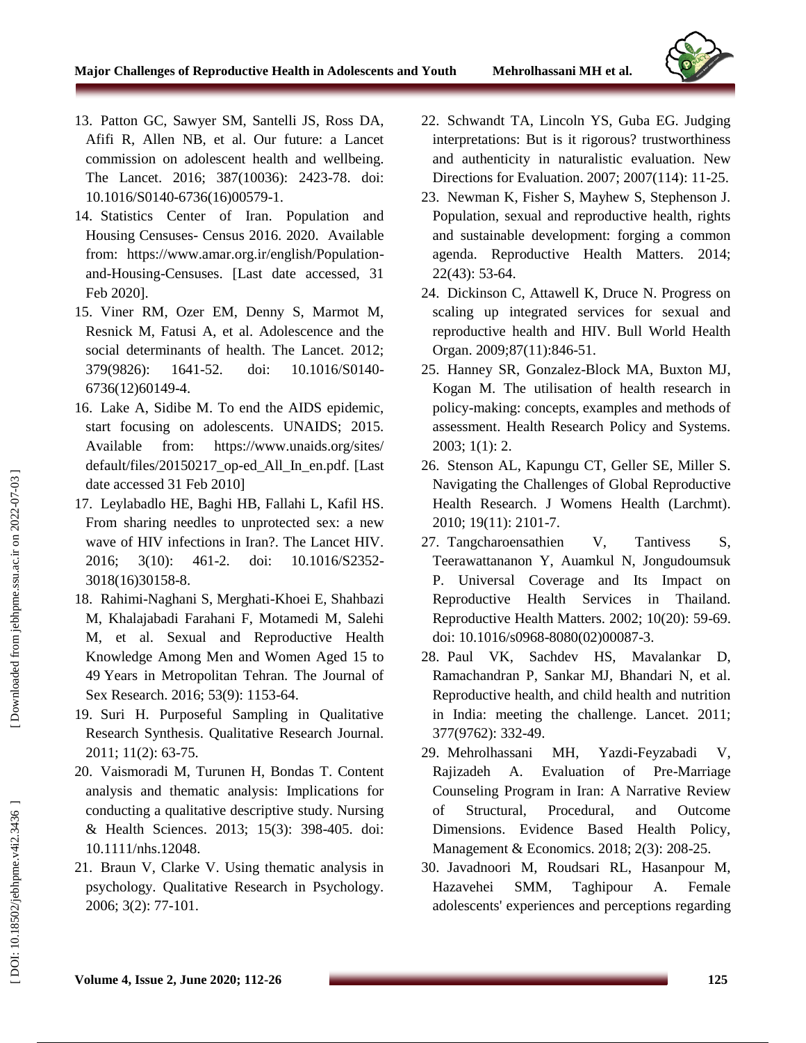13. Patton GC, Sawyer SM, Santelli JS, Ross DA, Afifi R, Allen NB, et al. Our future: a Lancet commission on adolescent health and wellbeing. The Lancet. 2016; 387(10036): 2423-78. doi: 10.1016/S0140-6736(16)00579-1.
14. Statistics Center of Iran. Population and Housing Censuses- Census 2016. 2020. Available from: https://www.amar.org.ir/english/Population-and-Housing-Censuses. [Last date accessed, 31 Feb 2020].
15. Viner RM, Ozer EM, Denny S, Marmot M, Resnick M, Fatusi A, et al. Adolescence and the social determinants of health. The Lancet. 2012; 379(9826): 1641-52. doi: 10.1016/S0140-6736(12)60149-4.
16. Lake A, Sidibe M. To end the AIDS epidemic, start focusing on adolescents. UNAIDS; 2015. Available from: https://www.unaids.org/sites/default/files/20150217_op-ed_All_In_en.pdf. [Last date accessed 31 Feb 2010]
17. Leylabadlo HE, Baghi HB, Fallahi L, Kafil HS. From sharing needles to unprotected sex: a new wave of HIV infections in Iran?. The Lancet HIV. 2016; 3(10): 461-2. doi: 10.1016/S2352-3018(16)30158-8.
18. Rahimi-Naghani S, Merghati-Khoei E, Shahbazi M, Khalajabadi Farahani F, Motamedi M, Salehi M, et al. Sexual and Reproductive Health Knowledge Among Men and Women Aged 15 to 49 Years in Metropolitan Tehran. The Journal of Sex Research. 2016; 53(9): 1153-64.
19. Suri H. Purposeful Sampling in Qualitative Research Synthesis. Qualitative Research Journal. 2011; 11(2): 63-75.
20. Vaismoradi M, Turunen H, Bondas T. Content analysis and thematic analysis: Implications for conducting a qualitative descriptive study. Nursing & Health Sciences. 2013; 15(3): 398-405. doi: 10.1111/nhs.12048.
21. Braun V, Clarke V. Using thematic analysis in psychology. Qualitative Research in Psychology. 2006; 3(2): 77-101.
22. Schwandt TA, Lincoln YS, Guba EG. Judging interpretations: But is it rigorous? trustworthiness and authenticity in naturalistic evaluation. New Directions for Evaluation. 2007; 2007(114): 11-25.
23. Newman K, Fisher S, Mayhew S, Stephenson J. Population, sexual and reproductive health, rights and sustainable development: forging a common agenda. Reproductive Health Matters. 2014; 22(43): 53-64.
24. Dickinson C, Attawell K, Druce N. Progress on scaling up integrated services for sexual and reproductive health and HIV. Bull World Health Organ. 2009;87(11):846-51.
25. Hanney SR, Gonzalez-Block MA, Buxton MJ, Kogan M. The utilisation of health research in policy-making: concepts, examples and methods of assessment. Health Research Policy and Systems. 2003; 1(1): 2.
26. Stenson AL, Kapungu CT, Geller SE, Miller S. Navigating the Challenges of Global Reproductive Health Research. J Womens Health (Larchmt). 2010; 19(11): 2101-7.
27. Tangcharoensathien V, Tantivess S, Teerawattananon Y, Auamkul N, Jongudoumsuk P. Universal Coverage and Its Impact on Reproductive Health Services in Thailand. Reproductive Health Matters. 2002; 10(20): 59-69. doi: 10.1016/s0968-8080(02)00087-3.
28. Paul VK, Sachdev HS, Mavalankar D, Ramachandran P, Sankar MJ, Bhandari N, et al. Reproductive health, and child health and nutrition in India: meeting the challenge. Lancet. 2011; 377(9762): 332-49.
29. Mehrolhassani MH, Yazdi-Feyzabadi V, Rajizadeh A. Evaluation of Pre-Marriage Counseling Program in Iran: A Narrative Review of Structural, Procedural, and Outcome Dimensions. Evidence Based Health Policy, Management & Economics. 2018; 2(3): 208-25.
30. Javadnoori M, Roudsari RL, Hasanpour M, Hazavehei SMM, Taghipour A. Female adolescents' experiences and perceptions regarding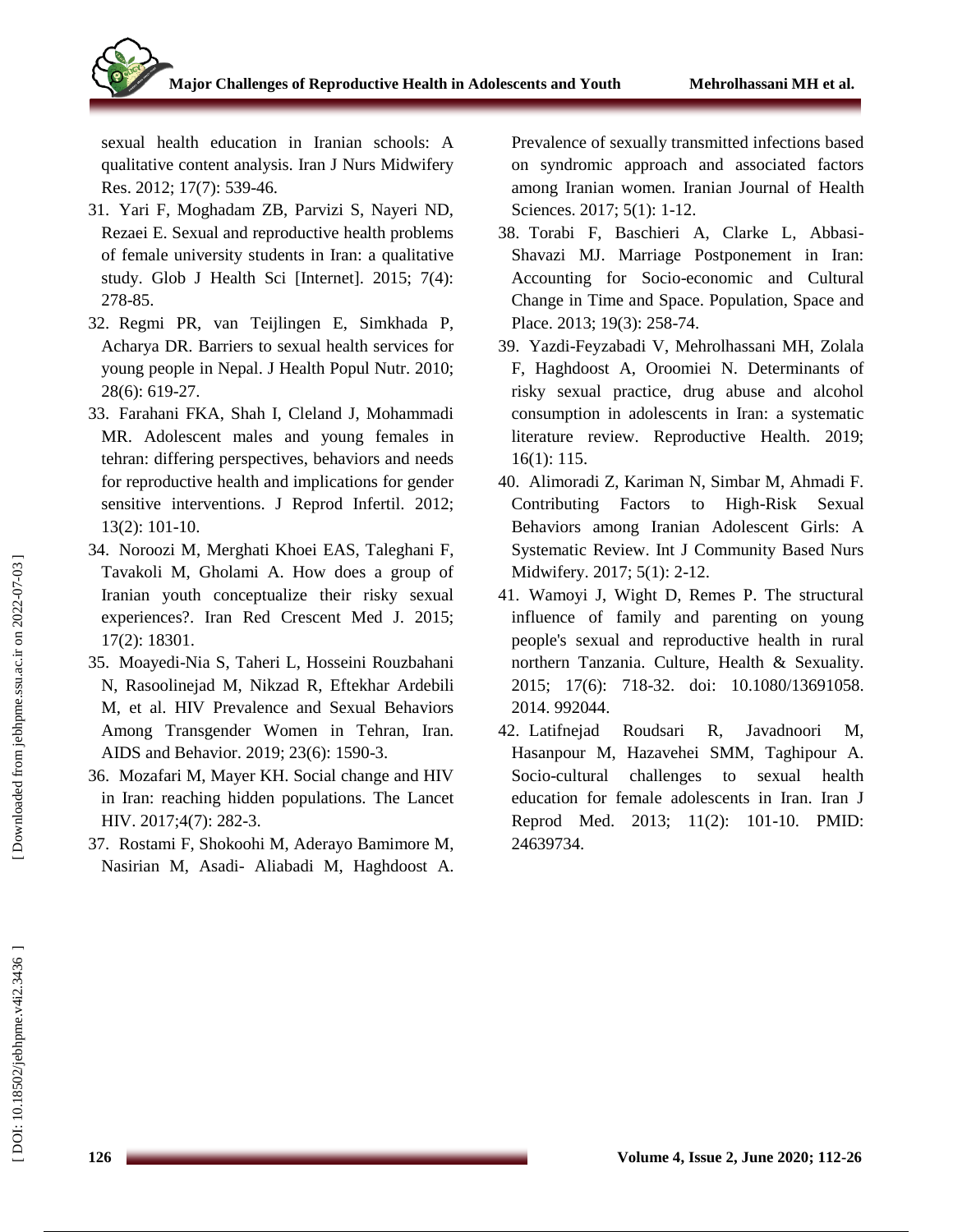sexual health education in Iranian schools: A qualitative content analysis. Iran J Nurs Midwifery Res. 2012; 17(7): 539-46.

31. Yari F, Moghadam ZB, Parvizi S, Nayeri ND, Rezaei E. Sexual and reproductive health problems of female university students in Iran: a qualitative study. Glob J Health Sci [Internet]. 2015; 7(4): 278-85.
32. Regmi PR, van Teijlingen E, Simkhada P, Acharya DR. Barriers to sexual health services for young people in Nepal. J Health Popul Nutr. 2010; 28(6): 619-27.
33. Farahani FKA, Shah I, Cleland J, Mohammadi MR. Adolescent males and young females in tehran: differing perspectives, behaviors and needs for reproductive health and implications for gender sensitive interventions. J Reprod Infertil. 2012; 13(2): 101-10.
34. Noroozi M, Merghati Khoei EAS, Taleghani F, Tavakoli M, Gholami A. How does a group of Iranian youth conceptualize their risky sexual experiences?. Iran Red Crescent Med J. 2015; 17(2): 18301.
35. Moayedi-Nia S, Taheri L, Hosseini Rouzbahani N, Rasoolinejad M, Nikzad R, Eftekhar Ardebili M, et al. HIV Prevalence and Sexual Behaviors Among Transgender Women in Tehran, Iran. AIDS and Behavior. 2019; 23(6): 1590-3.
36. Mozafari M, Mayer KH. Social change and HIV in Iran: reaching hidden populations. The Lancet HIV. 2017;4(7): 282-3.
37. Rostami F, Shokoohi M, Aderayo Bamimore M, Nasirian M, Asadi- Aliabadi M, Haghdoost A. Prevalence of sexually transmitted infections based on syndromic approach and associated factors among Iranian women. Iranian Journal of Health Sciences. 2017; 5(1): 1-12.
38. Torabi F, Baschieri A, Clarke L, Abbasi-Shavazi MJ. Marriage Postponement in Iran: Accounting for Socio-economic and Cultural Change in Time and Space. Population, Space and Place. 2013; 19(3): 258-74.
39. Yazdi-Feyzabadi V, Mehrolhassani MH, Zolala F, Haghdoost A, Oroomiei N. Determinants of risky sexual practice, drug abuse and alcohol consumption in adolescents in Iran: a systematic literature review. Reproductive Health. 2019; 16(1): 115.
40. Alimoradi Z, Kariman N, Simbar M, Ahmadi F. Contributing Factors to High-Risk Sexual Behaviors among Iranian Adolescent Girls: A Systematic Review. Int J Community Based Nurs Midwifery. 2017; 5(1): 2-12.
41. Wamoyi J, Wight D, Remes P. The structural influence of family and parenting on young people's sexual and reproductive health in rural northern Tanzania. Culture, Health & Sexuality. 2015; 17(6): 718-32. doi: 10.1080/13691058.2014. 992044.
42. Latifnejad Roudsari R, Javadnoori M, Hasanpour M, Hazavehei SMM, Taghipour A. Socio-cultural challenges to sexual health education for female adolescents in Iran. Iran J Reprod Med. 2013; 11(2): 101-10. PMID: 24639734.